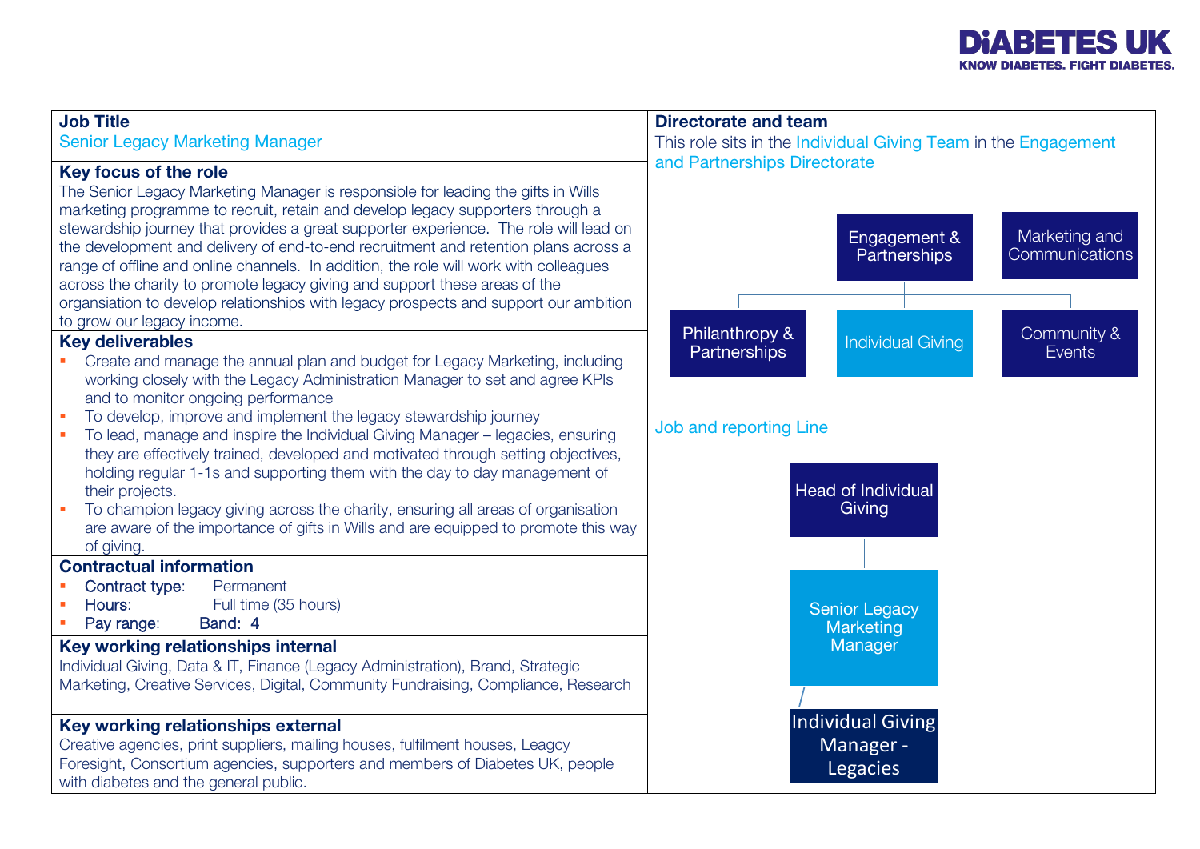**DiABETES UK**
**KNOW DIABETES. FIGHT DIABETES.**

### Job Title
Senior Legacy Marketing Manager

### Key focus of the role
The Senior Legacy Marketing Manager is responsible for leading the gifts in Wills marketing programme to recruit, retain and develop legacy supporters through a stewardship journey that provides a great supporter experience. The role will lead on the development and delivery of end-to-end recruitment and retention plans across a range of offline and online channels. In addition, the role will work with colleagues across the charity to promote legacy giving and support these areas of the organisation to develop relationships with legacy prospects and support our ambition to grow our legacy income.

### Key deliverables
- Create and manage the annual plan and budget for Legacy Marketing, including working closely with the Legacy Administration Manager to set and agree KPIs and to monitor ongoing performance
- To develop, improve and implement the legacy stewardship journey
- To lead, manage and inspire the Individual Giving Manager – legacies, ensuring they are effectively trained, developed and motivated through setting objectives, holding regular 1-1s and supporting them with the day to day management of their projects.
- To champion legacy giving across the charity, ensuring all areas of organisation are aware of the importance of gifts in Wills and are equipped to promote this way of giving.

### Contractual information
- Contract type: Permanent
- Hours: Full time (35 hours)
- Pay range: Band: 4

### Key working relationships internal
Individual Giving, Data & IT, Finance (Legacy Administration), Brand, Strategic Marketing, Creative Services, Digital, Community Fundraising, Compliance, Research

### Key working relationships external
Creative agencies, print suppliers, mailing houses, fulfilment houses, Leagcy Foresight, Consortium agencies, supporters and members of Diabetes UK, people with diabetes and the general public.

### Directorate and team
This role sits in the Individual Giving Team in the Engagement and Partnerships Directorate

- Engagement & Partnerships
  - Philanthropy & Partnerships
  - Individual Giving
  - Community & Events
- Marketing and Communications

Job and reporting Line

- Head of Individual Giving
  - Senior Legacy Marketing Manager
    - Individual Giving Manager - Legacies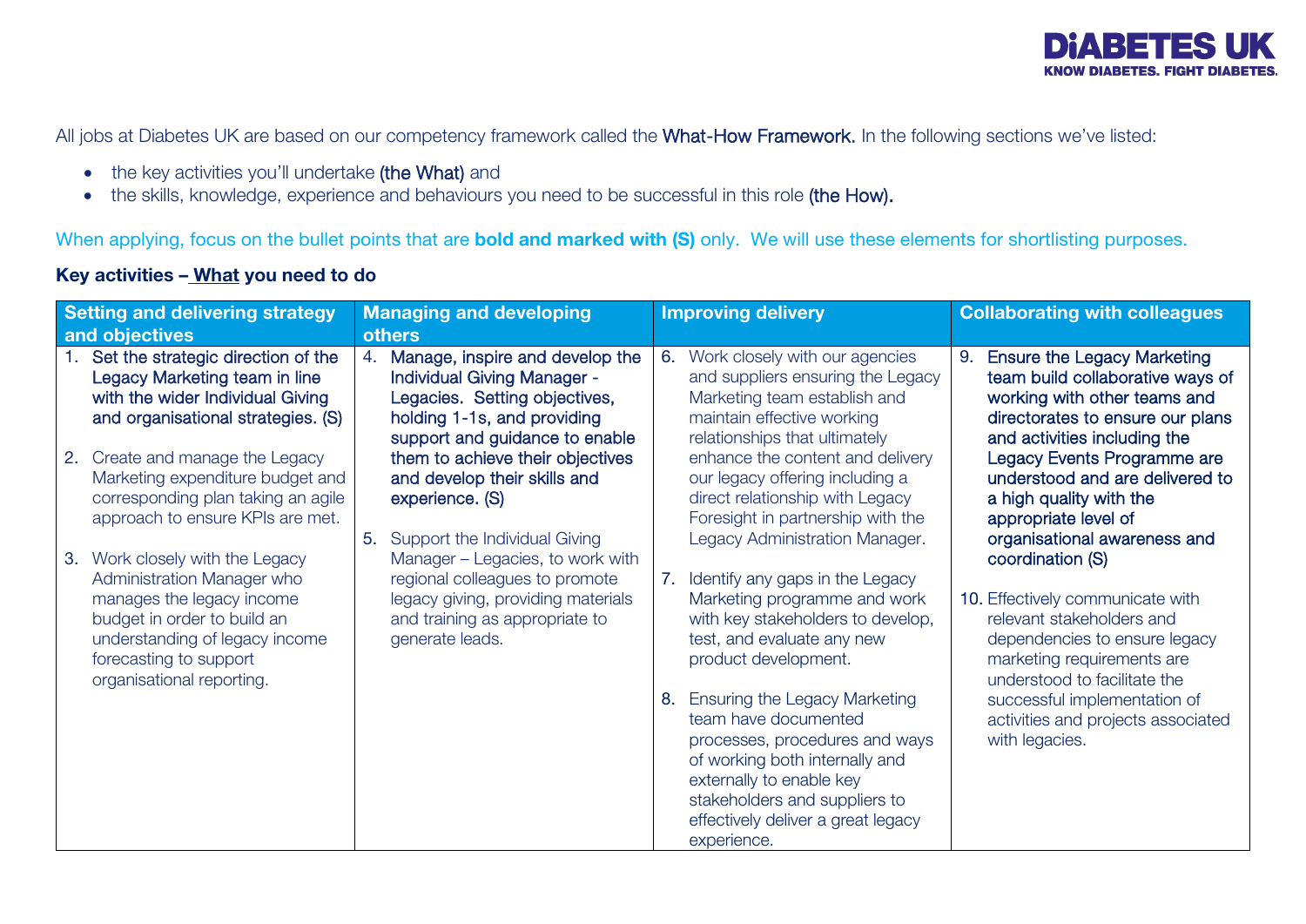All jobs at Diabetes UK are based on our competency framework called the What-How Framework. In the following sections we've listed:

- the key activities you'll undertake (the What) and
- the skills, knowledge, experience and behaviours you need to be successful in this role (the How).

When applying, focus on the bullet points that are **bold and marked with (S)** only. We will use these elements for shortlisting purposes.

**Key activities – What you need to do**

| Setting and delivering strategy and objectives | Managing and developing others | Improving delivery | Collaborating with colleagues |
|---|---|---|---|
| 1. **Set the strategic direction of the Legacy Marketing team in line with the wider Individual Giving and organisational strategies. (S)**<br><br>2. Create and manage the Legacy Marketing expenditure budget and corresponding plan taking an agile approach to ensure KPIs are met.<br><br>3. Work closely with the Legacy Administration Manager who manages the legacy income budget in order to build an understanding of legacy income forecasting to support organisational reporting. | 4. **Manage, inspire and develop the Individual Giving Manager - Legacies. Setting objectives, holding 1-1s, and providing support and guidance to enable them to achieve their objectives and develop their skills and experience. (S)**<br><br>5. Support the Individual Giving Manager – Legacies, to work with regional colleagues to promote legacy giving, providing materials and training as appropriate to generate leads. | 6. Work closely with our agencies and suppliers ensuring the Legacy Marketing team establish and maintain effective working relationships that ultimately enhance the content and delivery our legacy offering including a direct relationship with Legacy Foresight in partnership with the Legacy Administration Manager.<br><br>7. Identify any gaps in the Legacy Marketing programme and work with key stakeholders to develop, test, and evaluate any new product development.<br><br>8. Ensuring the Legacy Marketing team have documented processes, procedures and ways of working both internally and externally to enable key stakeholders and suppliers to effectively deliver a great legacy experience. | 9. **Ensure the Legacy Marketing team build collaborative ways of working with other teams and directorates to ensure our plans and activities including the Legacy Events Programme are understood and are delivered to a high quality with the appropriate level of organisational awareness and coordination (S)**<br><br>10. Effectively communicate with relevant stakeholders and dependencies to ensure legacy marketing requirements are understood to facilitate the successful implementation of activities and projects associated with legacies. |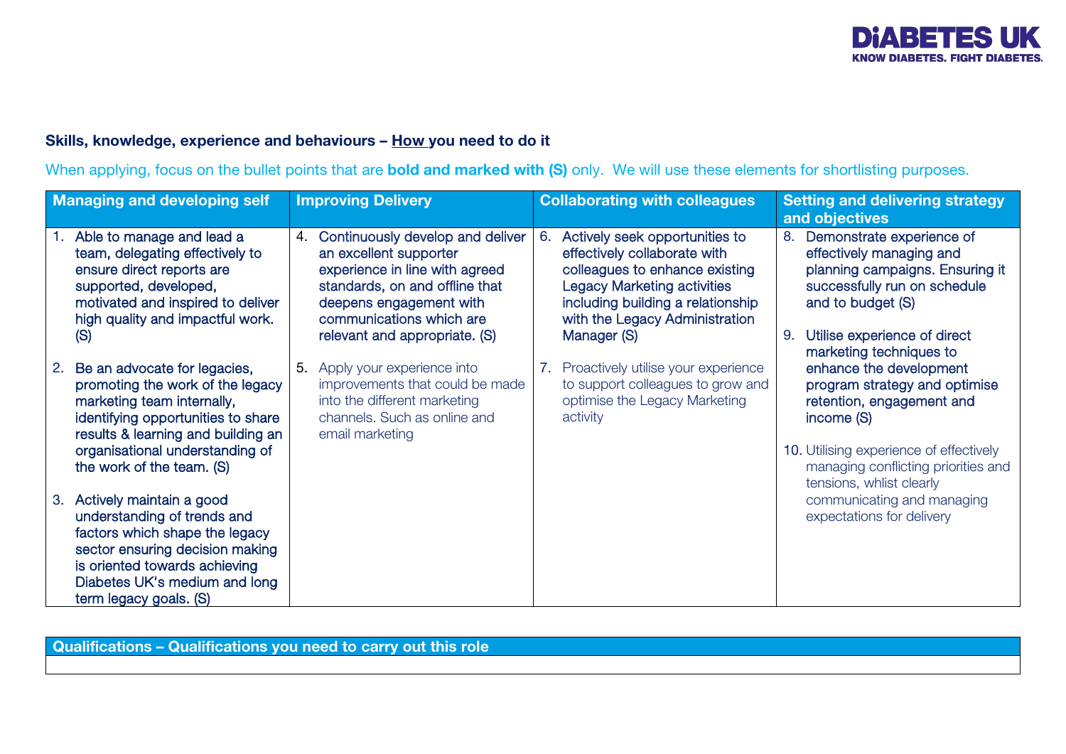**Skills, knowledge, experience and behaviours – How you need to do it**

When applying, focus on the bullet points that are **bold and marked with (S)** only. We will use these elements for shortlisting purposes.

| Managing and developing self | Improving Delivery | Collaborating with colleagues | Setting and delivering strategy and objectives |
|---|---|---|---|
| 1. **Able to manage and lead a team, delegating effectively to ensure direct reports are supported, developed, motivated and inspired to deliver high quality and impactful work. (S)**<br><br>2. **Be an advocate for legacies, promoting the work of the legacy marketing team internally, identifying opportunities to share results & learning and building an organisational understanding of the work of the team. (S)**<br><br>3. **Actively maintain a good understanding of trends and factors which shape the legacy sector ensuring decision making is oriented towards achieving Diabetes UK's medium and long term legacy goals. (S)** | 4. **Continuously develop and deliver an excellent supporter experience in line with agreed standards, on and offline that deepens engagement with communications which are relevant and appropriate. (S)**<br><br>5. Apply your experience into improvements that could be made into the different marketing channels. Such as online and email marketing | 6. **Actively seek opportunities to effectively collaborate with colleagues to enhance existing Legacy Marketing activities including building a relationship with the Legacy Administration Manager (S)**<br><br>7. Proactively utilise your experience to support colleagues to grow and optimise the Legacy Marketing activity | 8. **Demonstrate experience of effectively managing and planning campaigns. Ensuring it successfully run on schedule and to budget (S)**<br><br>9. **Utilise experience of direct marketing techniques to enhance the development program strategy and optimise retention, engagement and income (S)**<br><br>10. Utilising experience of effectively managing conflicting priorities and tensions, whlist clearly communicating and managing expectations for delivery |

| Qualifications – Qualifications you need to carry out this role |
|---|
| |